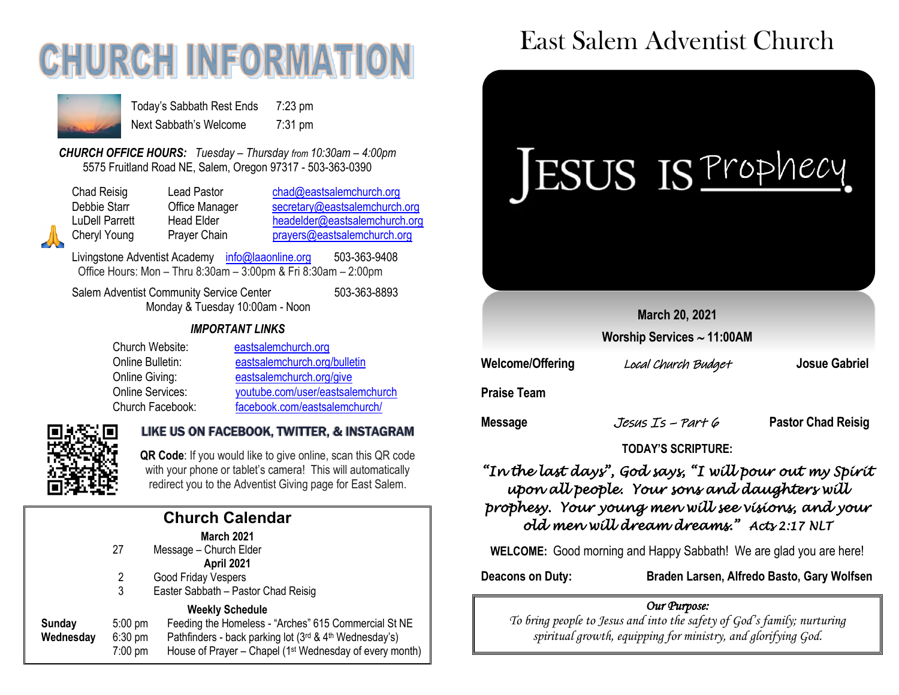# CHURCH INFORMATION

| | |
|---|---|
| Today's Sabbath Rest Ends | 7:23 pm |
| Next Sabbath's Welcome | 7:31 pm |

***CHURCH OFFICE HOURS:*** *Tuesday – Thursday from 10:30am – 4:00pm*
5575 Fruitland Road NE, Salem, Oregon 97317 - 503-363-0390

| | | |
|---|---|---|
| Chad Reisig | Lead Pastor | chad@eastsalemchurch.org |
| Debbie Starr | Office Manager | secretary@eastsalemchurch.org |
| LuDell Parrett | Head Elder | headelder@eastsalemchurch.org |
| Cheryl Young | Prayer Chain | prayers@eastsalemchurch.org |

Livingstone Adventist Academy info@laaonline.org 503-363-9408
Office Hours: Mon – Thru 8:30am – 3:00pm & Fri 8:30am – 2:00pm

Salem Adventist Community Service Center 503-363-8893
Monday & Tuesday 10:00am - Noon

***IMPORTANT LINKS***

| | |
|---|---|
| Church Website: | eastsalemchurch.org |
| Online Bulletin: | eastsalemchurch.org/bulletin |
| Online Giving: | eastsalemchurch.org/give |
| Online Services: | youtube.com/user/eastsalemchurch |
| Church Facebook: | facebook.com/eastsalemchurch/ |

**LIKE US ON FACEBOOK, TWITTER, & INSTAGRAM**

**QR Code**: If you would like to give online, scan this QR code with your phone or tablet's camera! This will automatically redirect you to the Adventist Giving page for East Salem.

## Church Calendar

**March 2021**

27 Message – Church Elder

**April 2021**

2 Good Friday Vespers
3 Easter Sabbath – Pastor Chad Reisig

**Weekly Schedule**

| | | |
|---|---|---|
| **Sunday** | 5:00 pm | Feeding the Homeless - "Arches" 615 Commercial St NE |
| **Wednesday** | 6:30 pm | Pathfinders - back parking lot (3rd & 4th Wednesday's) |
| | 7:00 pm | House of Prayer – Chapel (1st Wednesday of every month) |

# East Salem Adventist Church

JESUS IS Prophecy.

**March 20, 2021**
**Worship Services ~ 11:00AM**

| | | |
|---|---|---|
| **Welcome/Offering** | *Local Church Budget* | **Josue Gabriel** |
| **Praise Team** | | |
| **Message** | *Jesus Is – Part 6* | **Pastor Chad Reisig** |

**TODAY'S SCRIPTURE:**

*"In the last days", God says, "I will pour out my Spirit upon all people. Your sons and daughters will prophesy. Your young men will see visions, and your old men will dream dreams." Acts 2:17 NLT*

**WELCOME:** Good morning and Happy Sabbath! We are glad you are here!

**Deacons on Duty:** **Braden Larsen, Alfredo Basto, Gary Wolfsen**

*Our Purpose:*
*To bring people to Jesus and into the safety of God's family; nurturing spiritual growth, equipping for ministry, and glorifying God.*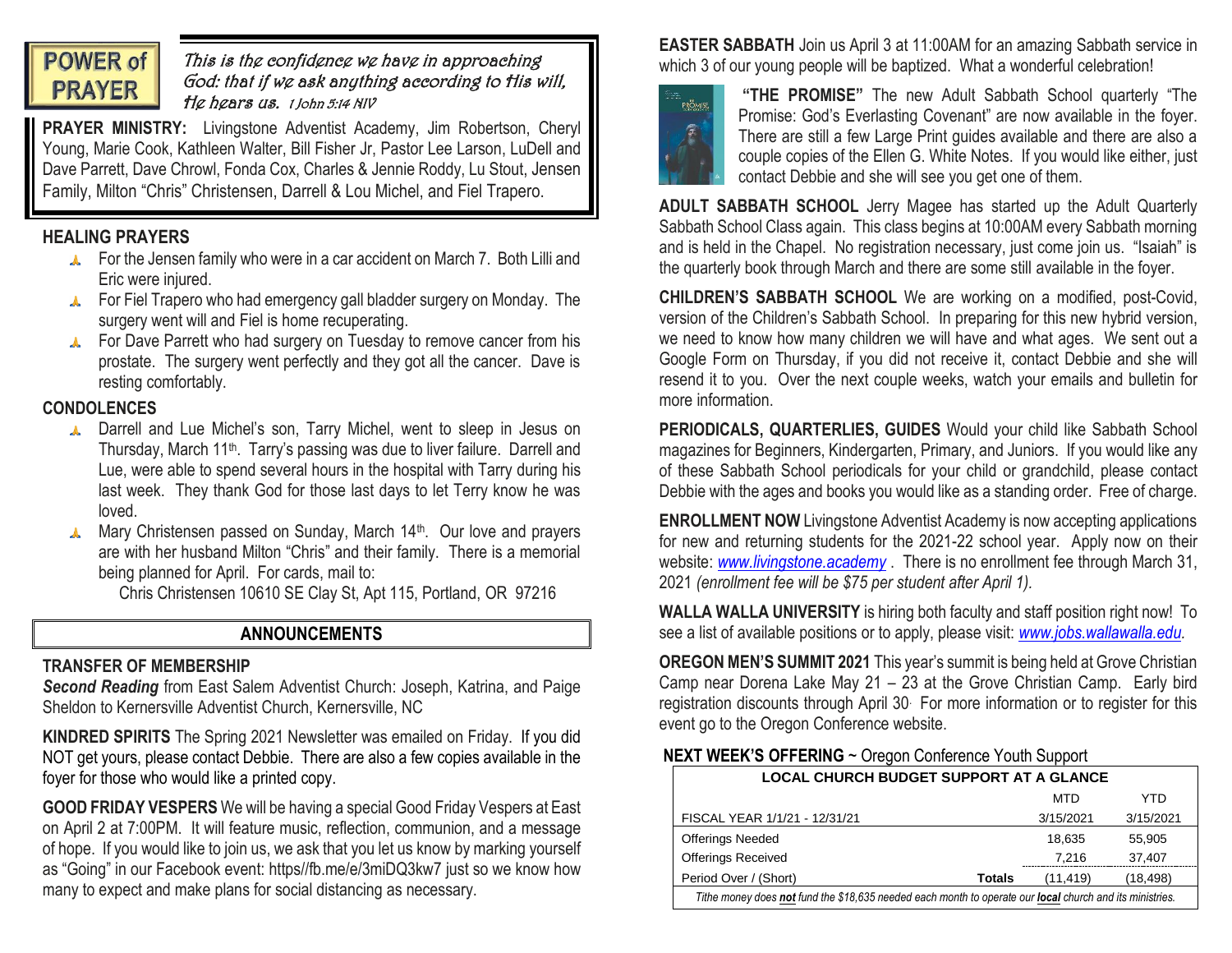## POWER of PRAYER

*This is the confidence we have in approaching God: that if we ask anything according to His will, He hears us. 1 John 5:14 NIV*

**PRAYER MINISTRY:** Livingstone Adventist Academy, Jim Robertson, Cheryl Young, Marie Cook, Kathleen Walter, Bill Fisher Jr, Pastor Lee Larson, LuDell and Dave Parrett, Dave Chrowl, Fonda Cox, Charles & Jennie Roddy, Lu Stout, Jensen Family, Milton "Chris" Christensen, Darrell & Lou Michel, and Fiel Trapero.

### HEALING PRAYERS

- For the Jensen family who were in a car accident on March 7. Both Lilli and Eric were injured.
- For Fiel Trapero who had emergency gall bladder surgery on Monday. The surgery went will and Fiel is home recuperating.
- For Dave Parrett who had surgery on Tuesday to remove cancer from his prostate. The surgery went perfectly and they got all the cancer. Dave is resting comfortably.

### CONDOLENCES

- Darrell and Lue Michel's son, Tarry Michel, went to sleep in Jesus on Thursday, March 11th. Tarry's passing was due to liver failure. Darrell and Lue, were able to spend several hours in the hospital with Tarry during his last week. They thank God for those last days to let Terry know he was loved.
- Mary Christensen passed on Sunday, March 14th. Our love and prayers are with her husband Milton "Chris" and their family. There is a memorial being planned for April. For cards, mail to:
  Chris Christensen 10610 SE Clay St, Apt 115, Portland, OR 97216

## ANNOUNCEMENTS

### TRANSFER OF MEMBERSHIP

***Second Reading*** from East Salem Adventist Church: Joseph, Katrina, and Paige Sheldon to Kernersville Adventist Church, Kernersville, NC

**KINDRED SPIRITS** The Spring 2021 Newsletter was emailed on Friday. If you did NOT get yours, please contact Debbie. There are also a few copies available in the foyer for those who would like a printed copy.

**GOOD FRIDAY VESPERS** We will be having a special Good Friday Vespers at East on April 2 at 7:00PM. It will feature music, reflection, communion, and a message of hope. If you would like to join us, we ask that you let us know by marking yourself as "Going" in our Facebook event: https//fb.me/e/3miDQ3kw7 just so we know how many to expect and make plans for social distancing as necessary.

**EASTER SABBATH** Join us April 3 at 11:00AM for an amazing Sabbath service in which 3 of our young people will be baptized. What a wonderful celebration!

**"THE PROMISE"** The new Adult Sabbath School quarterly "The Promise: God's Everlasting Covenant" are now available in the foyer. There are still a few Large Print guides available and there are also a couple copies of the Ellen G. White Notes. If you would like either, just contact Debbie and she will see you get one of them.

**ADULT SABBATH SCHOOL** Jerry Magee has started up the Adult Quarterly Sabbath School Class again. This class begins at 10:00AM every Sabbath morning and is held in the Chapel. No registration necessary, just come join us. "Isaiah" is the quarterly book through March and there are some still available in the foyer.

**CHILDREN'S SABBATH SCHOOL** We are working on a modified, post-Covid, version of the Children's Sabbath School. In preparing for this new hybrid version, we need to know how many children we will have and what ages. We sent out a Google Form on Thursday, if you did not receive it, contact Debbie and she will resend it to you. Over the next couple weeks, watch your emails and bulletin for more information.

**PERIODICALS, QUARTERLIES, GUIDES** Would your child like Sabbath School magazines for Beginners, Kindergarten, Primary, and Juniors. If you would like any of these Sabbath School periodicals for your child or grandchild, please contact Debbie with the ages and books you would like as a standing order. Free of charge.

**ENROLLMENT NOW** Livingstone Adventist Academy is now accepting applications for new and returning students for the 2021-22 school year. Apply now on their website: *www.livingstone.academy* . There is no enrollment fee through March 31, 2021 *(enrollment fee will be $75 per student after April 1).*

**WALLA WALLA UNIVERSITY** is hiring both faculty and staff position right now! To see a list of available positions or to apply, please visit: *www.jobs.wallawalla.edu*.

**OREGON MEN'S SUMMIT 2021** This year's summit is being held at Grove Christian Camp near Dorena Lake May 21 – 23 at the Grove Christian Camp. Early bird registration discounts through April 30. For more information or to register for this event go to the Oregon Conference website.

**NEXT WEEK'S OFFERING** ~ Oregon Conference Youth Support

| LOCAL CHURCH BUDGET SUPPORT AT A GLANCE | | | |
|---|---|---|---|
| | | MTD | YTD |
| FISCAL YEAR 1/1/21 - 12/31/21 | | 3/15/2021 | 3/15/2021 |
| Offerings Needed | | 18,635 | 55,905 |
| Offerings Received | | 7,216 | 37,407 |
| Period Over / (Short) | **Totals** | (11,419) | (18,498) |

*Tithe money does **not** fund the $18,635 needed each month to operate our **local** church and its ministries.*